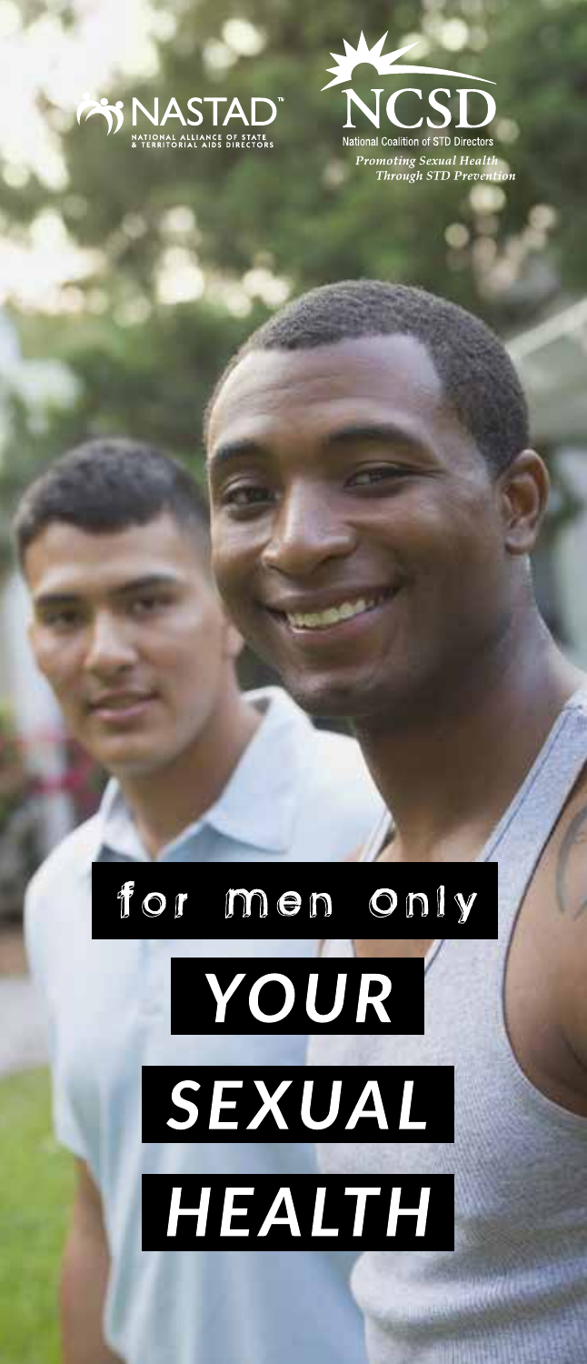NASTAD™

NATIONAL ALLIANCE OF STATE & TERRITORIAL AIDS DIRECTORS

NCSD

National Coalition of STD Directors

*Promoting Sexual Health Through STD Prevention*

# for Men Only

# *YOUR SEXUAL HEALTH*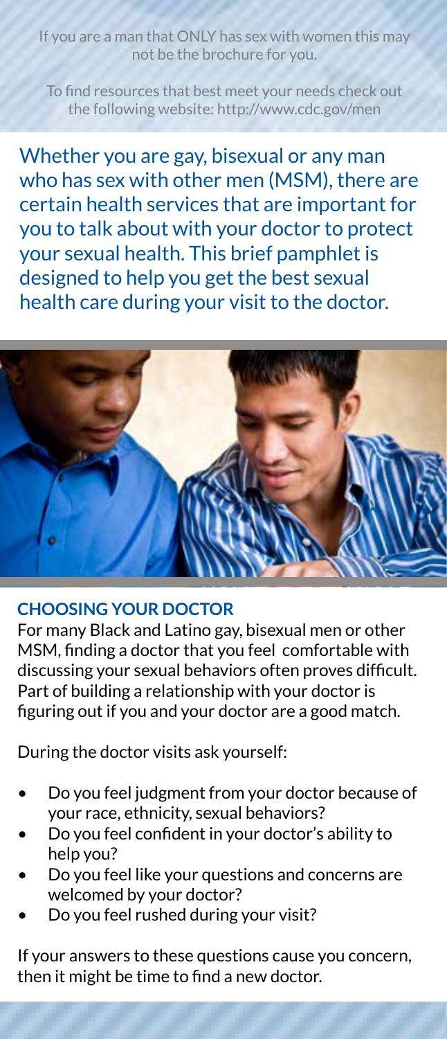If you are a man that ONLY has sex with women this may not be the brochure for you.

To find resources that best meet your needs check out the following website: http://www.cdc.gov/men

Whether you are gay, bisexual or any man who has sex with other men (MSM), there are certain health services that are important for you to talk about with your doctor to protect your sexual health. This brief pamphlet is designed to help you get the best sexual health care during your visit to the doctor.

## CHOOSING YOUR DOCTOR

For many Black and Latino gay, bisexual men or other MSM, finding a doctor that you feel comfortable with discussing your sexual behaviors often proves difficult. Part of building a relationship with your doctor is figuring out if you and your doctor are a good match.

During the doctor visits ask yourself:

- Do you feel judgment from your doctor because of your race, ethnicity, sexual behaviors?
- Do you feel confident in your doctor's ability to help you?
- Do you feel like your questions and concerns are welcomed by your doctor?
- Do you feel rushed during your visit?

If your answers to these questions cause you concern, then it might be time to find a new doctor.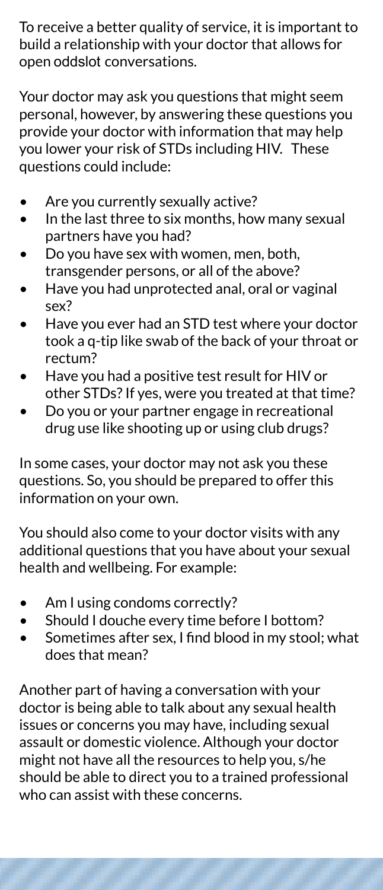To receive a better quality of service, it is important to build a relationship with your doctor that allows for open oddslot conversations.

Your doctor may ask you questions that might seem personal, however, by answering these questions you provide your doctor with information that may help you lower your risk of STDs including HIV. These questions could include:

- Are you currently sexually active?
- In the last three to six months, how many sexual partners have you had?
- Do you have sex with women, men, both, transgender persons, or all of the above?
- Have you had unprotected anal, oral or vaginal sex?
- Have you ever had an STD test where your doctor took a q-tip like swab of the back of your throat or rectum?
- Have you had a positive test result for HIV or other STDs? If yes, were you treated at that time?
- Do you or your partner engage in recreational drug use like shooting up or using club drugs?

In some cases, your doctor may not ask you these questions. So, you should be prepared to offer this information on your own.

You should also come to your doctor visits with any additional questions that you have about your sexual health and wellbeing. For example:

- Am I using condoms correctly?
- Should I douche every time before I bottom?
- Sometimes after sex, I find blood in my stool; what does that mean?

Another part of having a conversation with your doctor is being able to talk about any sexual health issues or concerns you may have, including sexual assault or domestic violence. Although your doctor might not have all the resources to help you, s/he should be able to direct you to a trained professional who can assist with these concerns.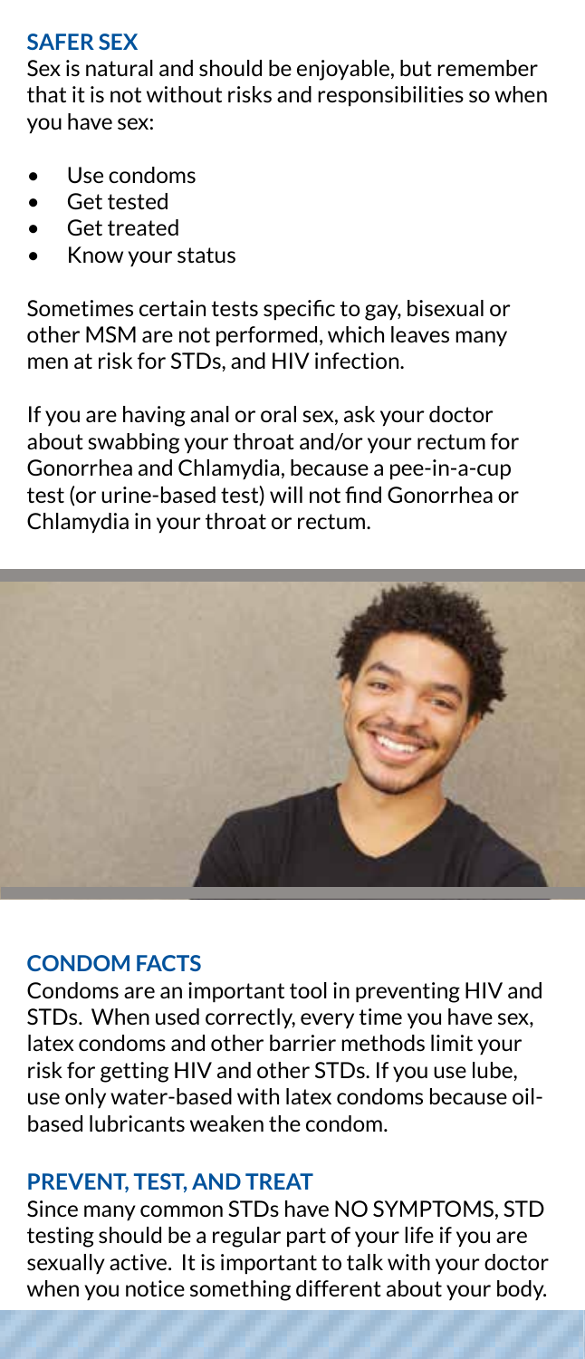## SAFER SEX

Sex is natural and should be enjoyable, but remember that it is not without risks and responsibilities so when you have sex:

- Use condoms
- Get tested
- Get treated
- Know your status

Sometimes certain tests specific to gay, bisexual or other MSM are not performed, which leaves many men at risk for STDs, and HIV infection.

If you are having anal or oral sex, ask your doctor about swabbing your throat and/or your rectum for Gonorrhea and Chlamydia, because a pee-in-a-cup test (or urine-based test) will not find Gonorrhea or Chlamydia in your throat or rectum.

## CONDOM FACTS

Condoms are an important tool in preventing HIV and STDs. When used correctly, every time you have sex, latex condoms and other barrier methods limit your risk for getting HIV and other STDs. If you use lube, use only water-based with latex condoms because oil-based lubricants weaken the condom.

## PREVENT, TEST, AND TREAT

Since many common STDs have NO SYMPTOMS, STD testing should be a regular part of your life if you are sexually active. It is important to talk with your doctor when you notice something different about your body.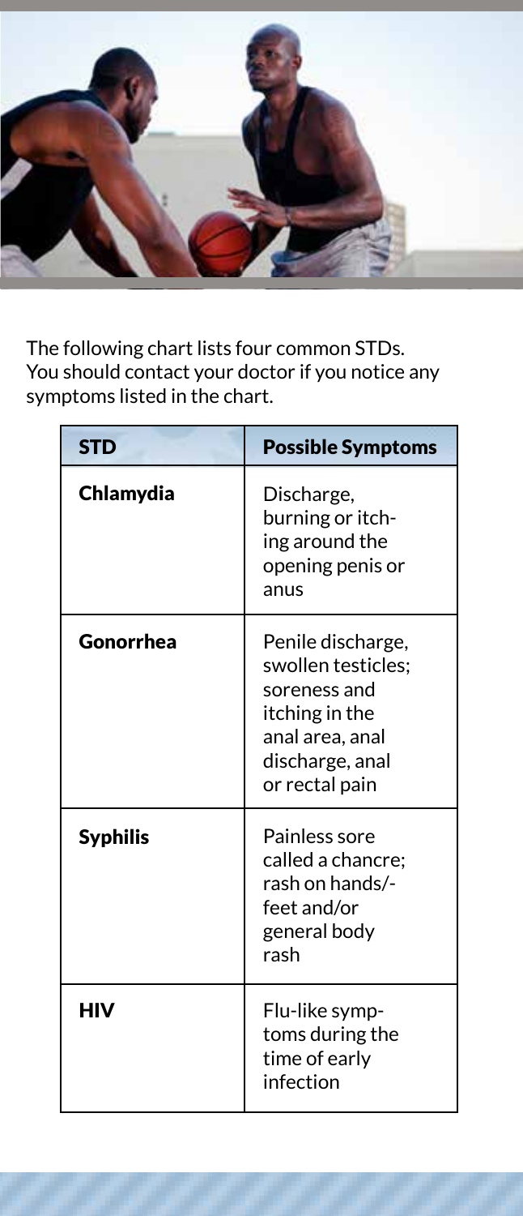The following chart lists four common STDs. You should contact your doctor if you notice any symptoms listed in the chart.

| STD | Possible Symptoms |
| --- | --- |
| **Chlamydia** | Discharge, burning or itching around the opening penis or anus |
| **Gonorrhea** | Penile discharge, swollen testicles; soreness and itching in the anal area, anal discharge, anal or rectal pain |
| **Syphilis** | Painless sore called a chancre; rash on hands/-feet and/or general body rash |
| **HIV** | Flu-like symptoms during the time of early infection |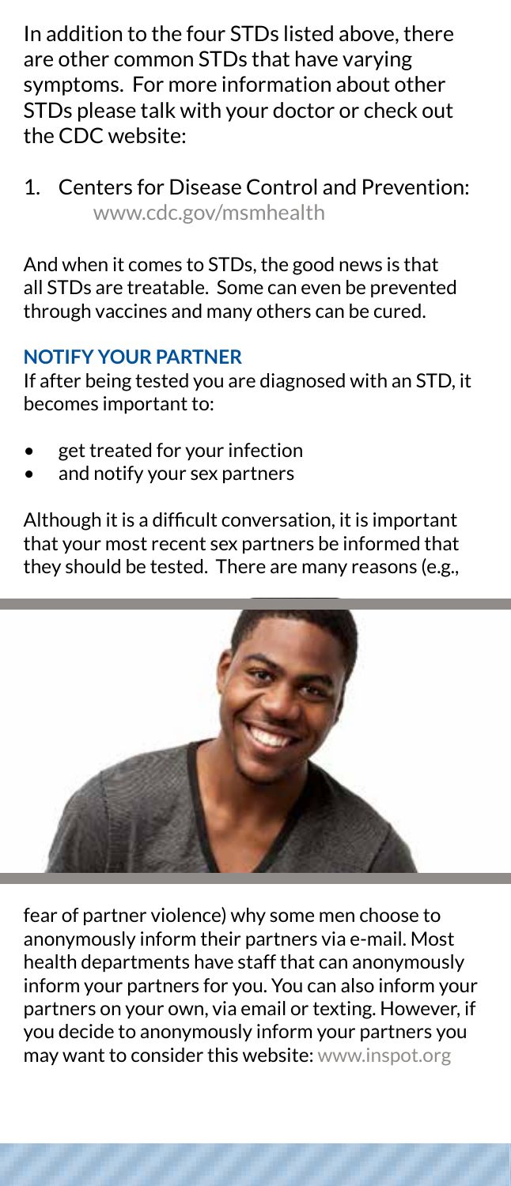In addition to the four STDs listed above, there are other common STDs that have varying symptoms. For more information about other STDs please talk with your doctor or check out the CDC website:

1. Centers for Disease Control and Prevention: www.cdc.gov/msmhealth

And when it comes to STDs, the good news is that all STDs are treatable. Some can even be prevented through vaccines and many others can be cured.

### NOTIFY YOUR PARTNER

If after being tested you are diagnosed with an STD, it becomes important to:

- get treated for your infection
- and notify your sex partners

Although it is a difficult conversation, it is important that your most recent sex partners be informed that they should be tested. There are many reasons (e.g., fear of partner violence) why some men choose to anonymously inform their partners via e-mail. Most health departments have staff that can anonymously inform your partners for you. You can also inform your partners on your own, via email or texting. However, if you decide to anonymously inform your partners you may want to consider this website: www.inspot.org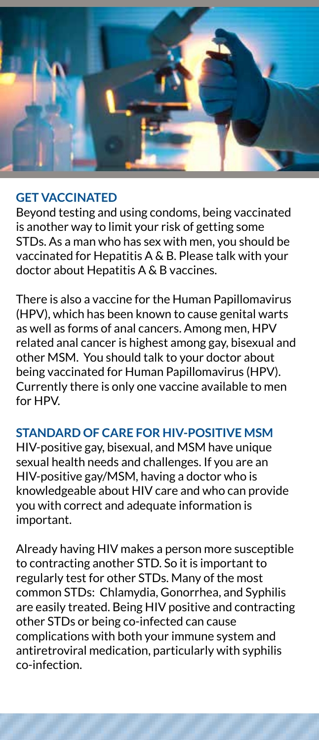## GET VACCINATED

Beyond testing and using condoms, being vaccinated is another way to limit your risk of getting some STDs. As a man who has sex with men, you should be vaccinated for Hepatitis A & B. Please talk with your doctor about Hepatitis A & B vaccines.

There is also a vaccine for the Human Papillomavirus (HPV), which has been known to cause genital warts as well as forms of anal cancers. Among men, HPV related anal cancer is highest among gay, bisexual and other MSM. You should talk to your doctor about being vaccinated for Human Papillomavirus (HPV). Currently there is only one vaccine available to men for HPV.

## STANDARD OF CARE FOR HIV-POSITIVE MSM

HIV-positive gay, bisexual, and MSM have unique sexual health needs and challenges. If you are an HIV-positive gay/MSM, having a doctor who is knowledgeable about HIV care and who can provide you with correct and adequate information is important.

Already having HIV makes a person more susceptible to contracting another STD. So it is important to regularly test for other STDs. Many of the most common STDs: Chlamydia, Gonorrhea, and Syphilis are easily treated. Being HIV positive and contracting other STDs or being co-infected can cause complications with both your immune system and antiretroviral medication, particularly with syphilis co-infection.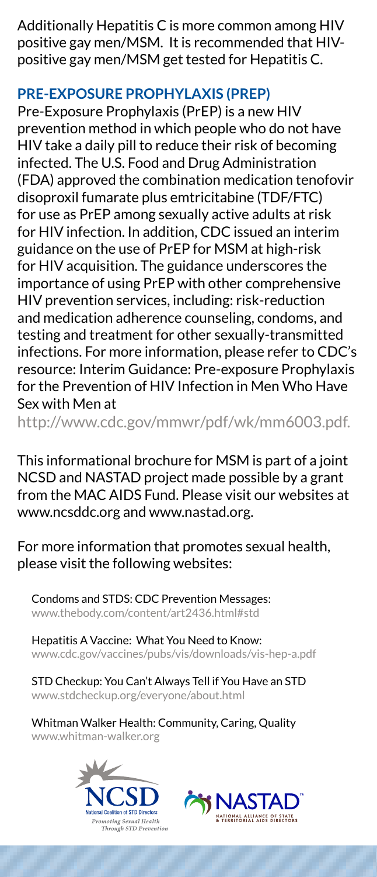Additionally Hepatitis C is more common among HIV positive gay men/MSM. It is recommended that HIV-positive gay men/MSM get tested for Hepatitis C.

## PRE-EXPOSURE PROPHYLAXIS (PREP)

Pre-Exposure Prophylaxis (PrEP) is a new HIV prevention method in which people who do not have HIV take a daily pill to reduce their risk of becoming infected. The U.S. Food and Drug Administration (FDA) approved the combination medication tenofovir disoproxil fumarate plus emtricitabine (TDF/FTC) for use as PrEP among sexually active adults at risk for HIV infection. In addition, CDC issued an interim guidance on the use of PrEP for MSM at high-risk for HIV acquisition. The guidance underscores the importance of using PrEP with other comprehensive HIV prevention services, including: risk-reduction and medication adherence counseling, condoms, and testing and treatment for other sexually-transmitted infections. For more information, please refer to CDC's resource: Interim Guidance: Pre-exposure Prophylaxis for the Prevention of HIV Infection in Men Who Have Sex with Men at

http://www.cdc.gov/mmwr/pdf/wk/mm6003.pdf.

This informational brochure for MSM is part of a joint NCSD and NASTAD project made possible by a grant from the MAC AIDS Fund. Please visit our websites at www.ncsddc.org and www.nastad.org.

For more information that promotes sexual health, please visit the following websites:

Condoms and STDS: CDC Prevention Messages:
www.thebody.com/content/art2436.html#std

Hepatitis A Vaccine: What You Need to Know:
www.cdc.gov/vaccines/pubs/vis/downloads/vis-hep-a.pdf

STD Checkup: You Can't Always Tell if You Have an STD
www.stdcheckup.org/everyone/about.html

Whitman Walker Health: Community, Caring, Quality
www.whitman-walker.org

NCSD
National Coalition of STD Directors
*Promoting Sexual Health Through STD Prevention*

NASTAD
NATIONAL ALLIANCE OF STATE & TERRITORIAL AIDS DIRECTORS